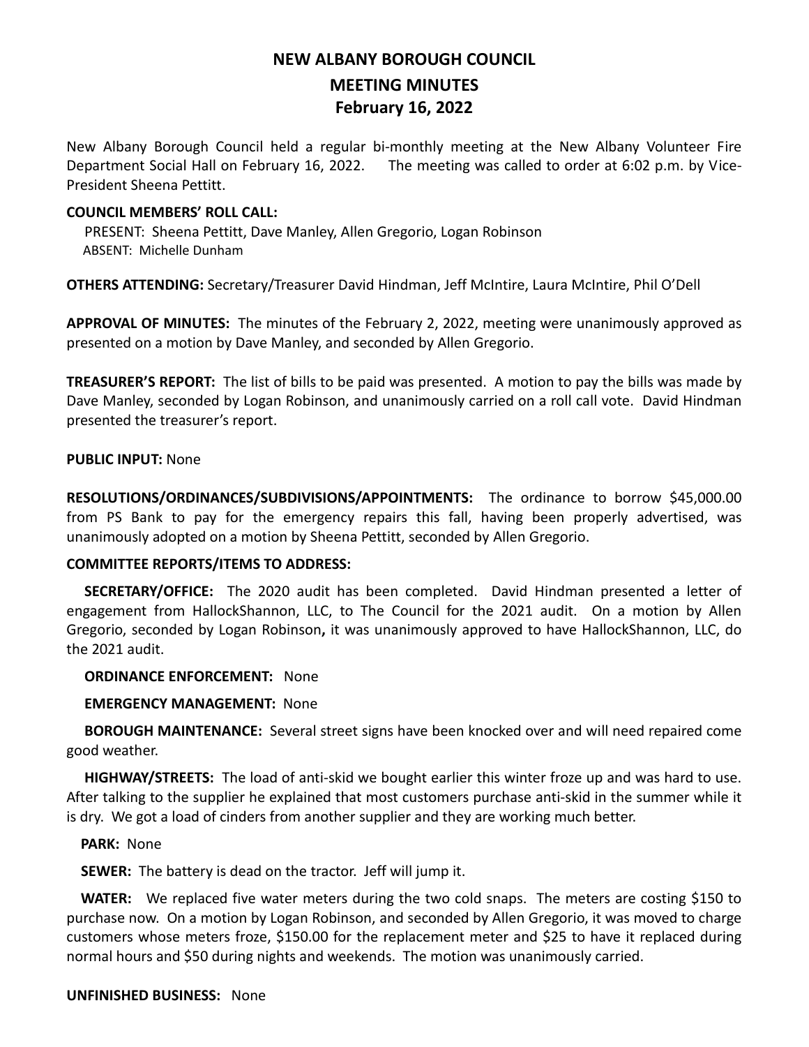# NEW ALBANY BOROUGH COUNCIL
## MEETING MINUTES
## February 16, 2022

New Albany Borough Council held a regular bi-monthly meeting at the New Albany Volunteer Fire Department Social Hall on February 16, 2022. The meeting was called to order at 6:02 p.m. by Vice-President Sheena Pettitt.

**COUNCIL MEMBERS' ROLL CALL:**

PRESENT: Sheena Pettitt, Dave Manley, Allen Gregorio, Logan Robinson
ABSENT: Michelle Dunham

**OTHERS ATTENDING:** Secretary/Treasurer David Hindman, Jeff McIntire, Laura McIntire, Phil O'Dell

**APPROVAL OF MINUTES:** The minutes of the February 2, 2022, meeting were unanimously approved as presented on a motion by Dave Manley, and seconded by Allen Gregorio.

**TREASURER'S REPORT:** The list of bills to be paid was presented. A motion to pay the bills was made by Dave Manley, seconded by Logan Robinson, and unanimously carried on a roll call vote. David Hindman presented the treasurer's report.

**PUBLIC INPUT:** None

**RESOLUTIONS/ORDINANCES/SUBDIVISIONS/APPOINTMENTS:** The ordinance to borrow $45,000.00 from PS Bank to pay for the emergency repairs this fall, having been properly advertised, was unanimously adopted on a motion by Sheena Pettitt, seconded by Allen Gregorio.

**COMMITTEE REPORTS/ITEMS TO ADDRESS:**

**SECRETARY/OFFICE:** The 2020 audit has been completed. David Hindman presented a letter of engagement from HallockShannon, LLC, to The Council for the 2021 audit. On a motion by Allen Gregorio, seconded by Logan Robinson**,** it was unanimously approved to have HallockShannon, LLC, do the 2021 audit.

**ORDINANCE ENFORCEMENT:** None

**EMERGENCY MANAGEMENT:** None

**BOROUGH MAINTENANCE:** Several street signs have been knocked over and will need repaired come good weather.

**HIGHWAY/STREETS:** The load of anti-skid we bought earlier this winter froze up and was hard to use. After talking to the supplier he explained that most customers purchase anti-skid in the summer while it is dry. We got a load of cinders from another supplier and they are working much better.

**PARK:** None

**SEWER:** The battery is dead on the tractor. Jeff will jump it.

**WATER:** We replaced five water meters during the two cold snaps. The meters are costing $150 to purchase now. On a motion by Logan Robinson, and seconded by Allen Gregorio, it was moved to charge customers whose meters froze, $150.00 for the replacement meter and $25 to have it replaced during normal hours and $50 during nights and weekends. The motion was unanimously carried.

**UNFINISHED BUSINESS:** None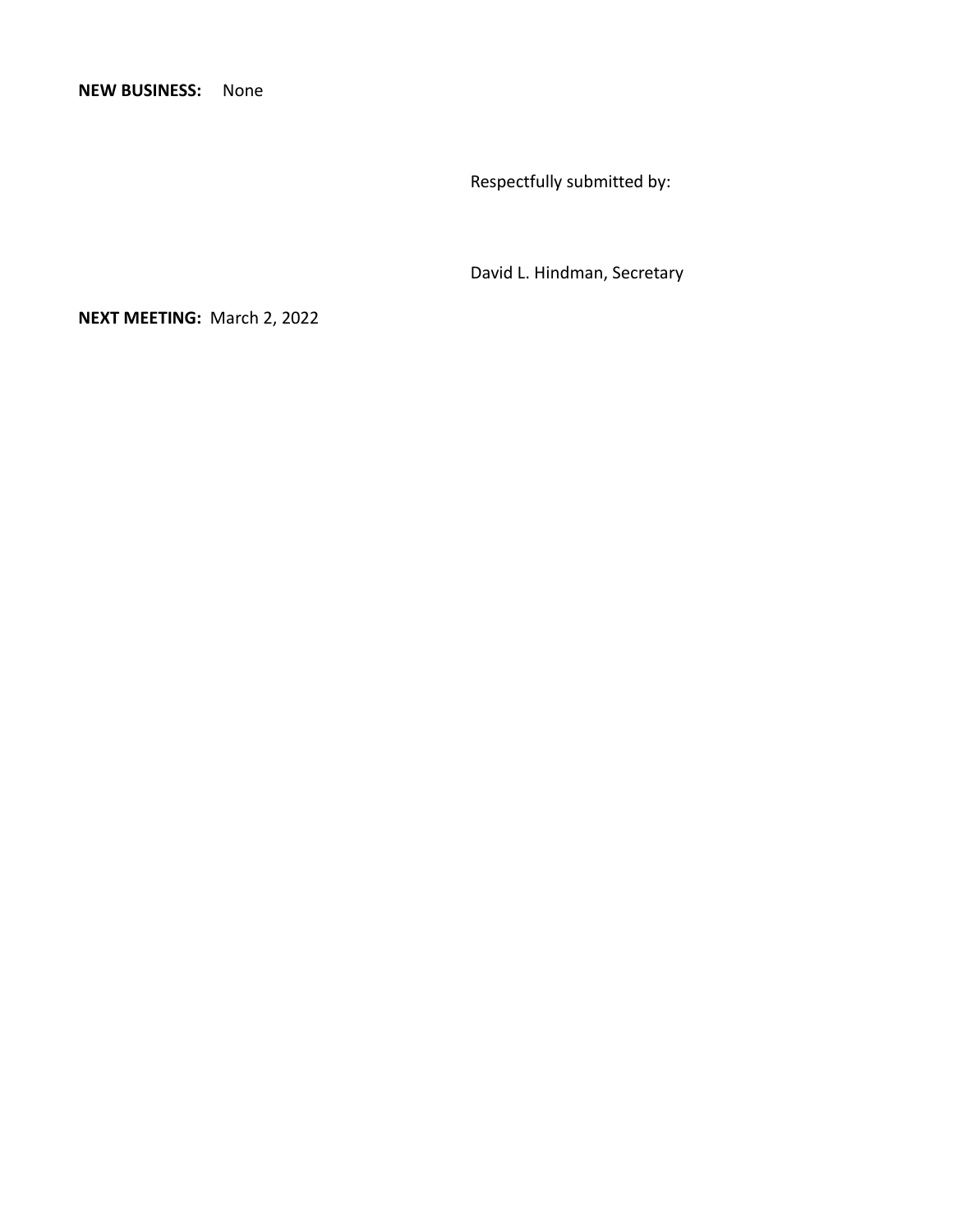**NEW BUSINESS:** None

Respectfully submitted by:

David L. Hindman, Secretary

**NEXT MEETING:** March 2, 2022